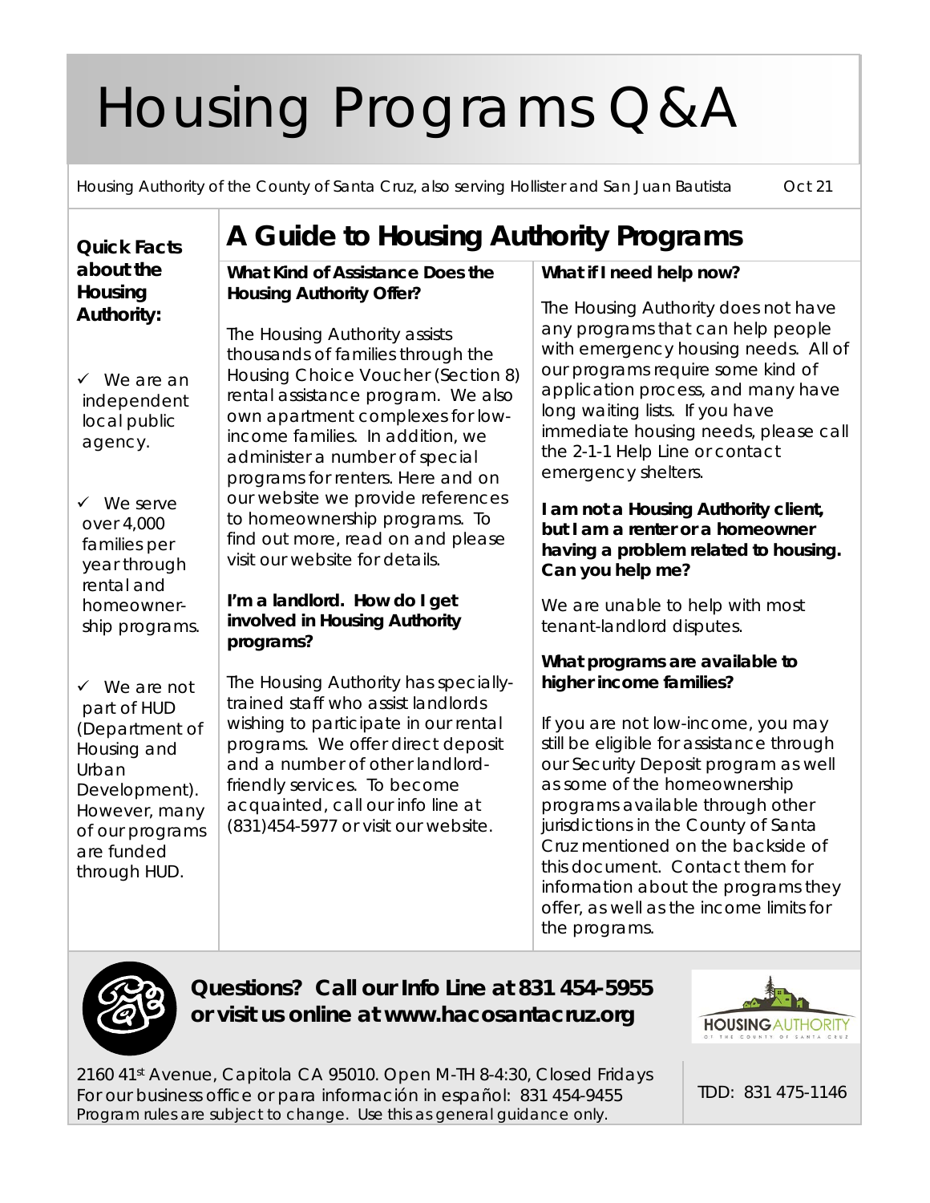# Housing Programs Q&A

Housing Authority of the County of Santa Cruz, also serving Hollister and San Juan Bautista Oct 21

**Quick Facts about the Housing Authority:**

- ✓ We are an independent local public agency.
- ✓ We serve over 4,000 families per year through rental and homeownership programs.
- ✓ We are not part of HUD (Department of Housing and Urban Development). However, many of our programs are funded through HUD.

## A Guide to Housing Authority Programs

**What Kind of Assistance Does the Housing Authority Offer?**

The Housing Authority assists thousands of families through the Housing Choice Voucher (Section 8) rental assistance program. We also own apartment complexes for low-income families. In addition, we administer a number of special programs for renters. Here and on our website we provide references to homeownership programs. To find out more, read on and please visit our website for details.

***I'm a landlord. How do I get involved in Housing Authority programs?***

The Housing Authority has specially-trained staff who assist landlords wishing to participate in our rental programs. We offer direct deposit and a number of other landlord-friendly services. To become acquainted, call our info line at (831)454-5977 or visit our website.

**What if I need help now?**

The Housing Authority does not have any programs that can help people with emergency housing needs. All of our programs require some kind of application process, and many have long waiting lists. If you have immediate housing needs, please call the 2-1-1 Help Line or contact emergency shelters.

***I am not a Housing Authority client, but I am a renter or a homeowner having a problem related to housing. Can you help me?***

We are unable to help with most tenant-landlord disputes.

**What programs are available to higher income families?**

If you are not low-income, you may still be eligible for assistance through our Security Deposit program as well as some of the homeownership programs available through other jurisdictions in the County of Santa Cruz mentioned on the backside of this document. Contact them for information about the programs they offer, as well as the income limits for the programs.

***Questions? Call our Info Line at 831 454-5955 or visit us online at www.hacosantacruz.org***

HOUSING AUTHORITY OF THE COUNTY OF SANTA CRUZ

2160 41st Avenue, Capitola CA 95010. Open M-TH 8-4:30, Closed Fridays
For our business office or para información in español: 831 454-9455
Program rules are subject to change. Use this as general guidance only.

TDD: 831 475-1146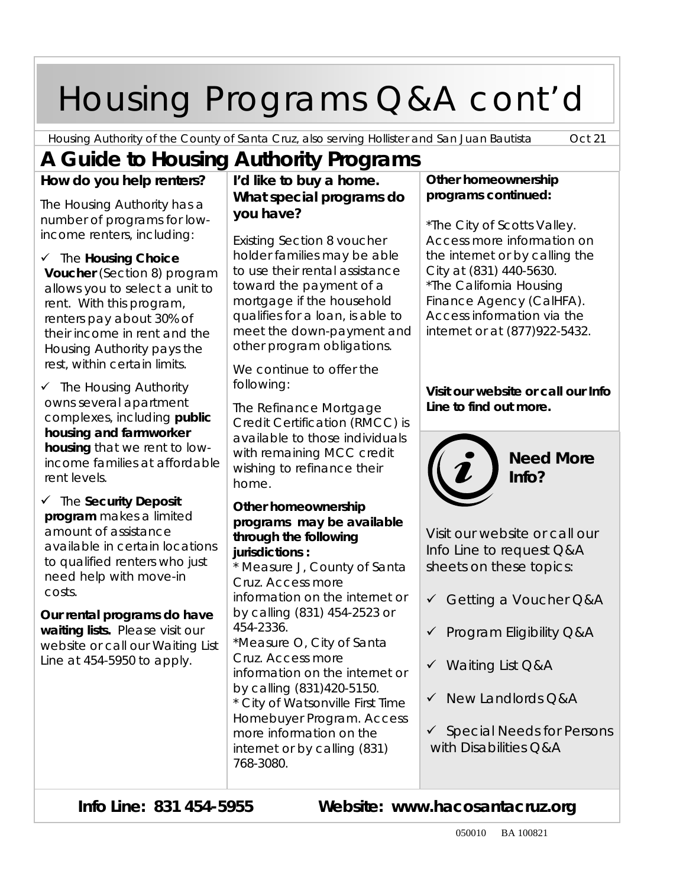# Housing Programs Q&A cont'd

Housing Authority of the County of Santa Cruz, also serving Hollister and San Juan Bautista Oct 21

## A Guide to Housing Authority Programs

### How do you help renters?

The Housing Authority has a number of programs for low-income renters, including:

- The **Housing Choice Voucher** (Section 8) program allows you to select a unit to rent. With this program, renters pay about 30% of their income in rent and the Housing Authority pays the rest, within certain limits.
- The Housing Authority owns several apartment complexes, including **public housing and farmworker housing** that we rent to low-income families at affordable rent levels.
- The **Security Deposit program** makes a limited amount of assistance available in certain locations to qualified renters who just need help with move-in costs.

**Our rental programs do have waiting lists.** Please visit our website or call our Waiting List Line at 454-5950 to apply.

### I'd like to buy a home. What special programs do you have?

Existing Section 8 voucher holder families may be able to use their rental assistance toward the payment of a mortgage if the household qualifies for a loan, is able to meet the down-payment and other program obligations.

We continue to offer the following:

The Refinance Mortgage Credit Certification (RMCC) is available to those individuals with remaining MCC credit wishing to refinance their home.

**Other homeownership programs may be available through the following jurisdictions :**

* Measure J, County of Santa Cruz. Access more information on the internet or by calling (831) 454-2523 or 454-2336.
*Measure O, City of Santa Cruz. Access more information on the internet or by calling (831)420-5150.
* City of Watsonville First Time Homebuyer Program. Access more information on the internet or by calling (831) 768-3080.

**Other homeownership programs continued:**

*The City of Scotts Valley. Access more information on the internet or by calling the City at (831) 440-5630.
*The California Housing Finance Agency (CalHFA). Access information via the internet or at (877)922-5432.

**Visit our website or call our Info Line to find out more.**

### Need More Info?

Visit our website or call our Info Line to request Q&A sheets on these topics:

- Getting a Voucher Q&A
- Program Eligibility Q&A
- Waiting List Q&A
- New Landlords Q&A
- Special Needs for Persons with Disabilities Q&A

**Info Line: 831 454-5955** **Website: www.hacosantacruz.org**

050010 BA 100821